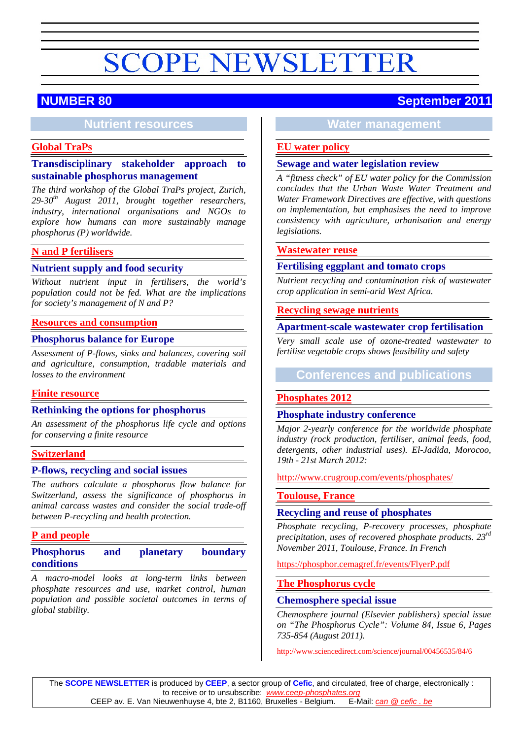# SCOPE NEWSLETTER

**NUMBER 80** **September 2011**

## Nutrient resources

### Global TraPs

#### Transdisciplinary stakeholder approach to sustainable phosphorus management

*The third workshop of the Global TraPs project, Zurich, 29-30th August 2011, brought together researchers, industry, international organisations and NGOs to explore how humans can more sustainably manage phosphorus (P) worldwide.*

### N and P fertilisers

#### Nutrient supply and food security

*Without nutrient input in fertilisers, the world's population could not be fed. What are the implications for society's management of N and P?*

### Resources and consumption

#### Phosphorus balance for Europe

*Assessment of P-flows, sinks and balances, covering soil and agriculture, consumption, tradable materials and losses to the environment*

### Finite resource

#### Rethinking the options for phosphorus

*An assessment of the phosphorus life cycle and options for conserving a finite resource*

### Switzerland

#### P-flows, recycling and social issues

*The authors calculate a phosphorus flow balance for Switzerland, assess the significance of phosphorus in animal carcass wastes and consider the social trade-off between P-recycling and health protection.*

### P and people

#### Phosphorus and planetary boundary conditions

*A macro-model looks at long-term links between phosphate resources and use, market control, human population and possible societal outcomes in terms of global stability.*

## Water management

### EU water policy

#### Sewage and water legislation review

*A "fitness check" of EU water policy for the Commission concludes that the Urban Waste Water Treatment and Water Framework Directives are effective, with questions on implementation, but emphasises the need to improve consistency with agriculture, urbanisation and energy legislations.*

### Wastewater reuse

#### Fertilising eggplant and tomato crops

*Nutrient recycling and contamination risk of wastewater crop application in semi-arid West Africa.*

### Recycling sewage nutrients

#### Apartment-scale wastewater crop fertilisation

*Very small scale use of ozone-treated wastewater to fertilise vegetable crops shows feasibility and safety*

## Conferences and publications

### Phosphates 2012

#### Phosphate industry conference

*Major 2-yearly conference for the worldwide phosphate industry (rock production, fertiliser, animal feeds, food, detergents, other industrial uses). El-Jadida, Morocoo, 19th - 21st March 2012:*

http://www.crugroup.com/events/phosphates/

### Toulouse, France

#### Recycling and reuse of phosphates

*Phosphate recycling, P-recovery processes, phosphate precipitation, uses of recovered phosphate products. 23rd November 2011, Toulouse, France. In French*

https://phosphor.cemagref.fr/events/FlyerP.pdf

### The Phosphorus cycle

#### Chemosphere special issue

*Chemosphere journal (Elsevier publishers) special issue on "The Phosphorus Cycle": Volume 84, Issue 6, Pages 735-854 (August 2011).*

http://www.sciencedirect.com/science/journal/00456535/84/6

---

The **SCOPE NEWSLETTER** is produced by **CEEP**, a sector group of **Cefic**, and circulated, free of charge, electronically : to receive or to unsubscribe: *www.ceep-phosphates.org*
CEEP av. E. Van Nieuwenhuyse 4, bte 2, B1160, Bruxelles - Belgium. E-Mail: *can @ cefic . be*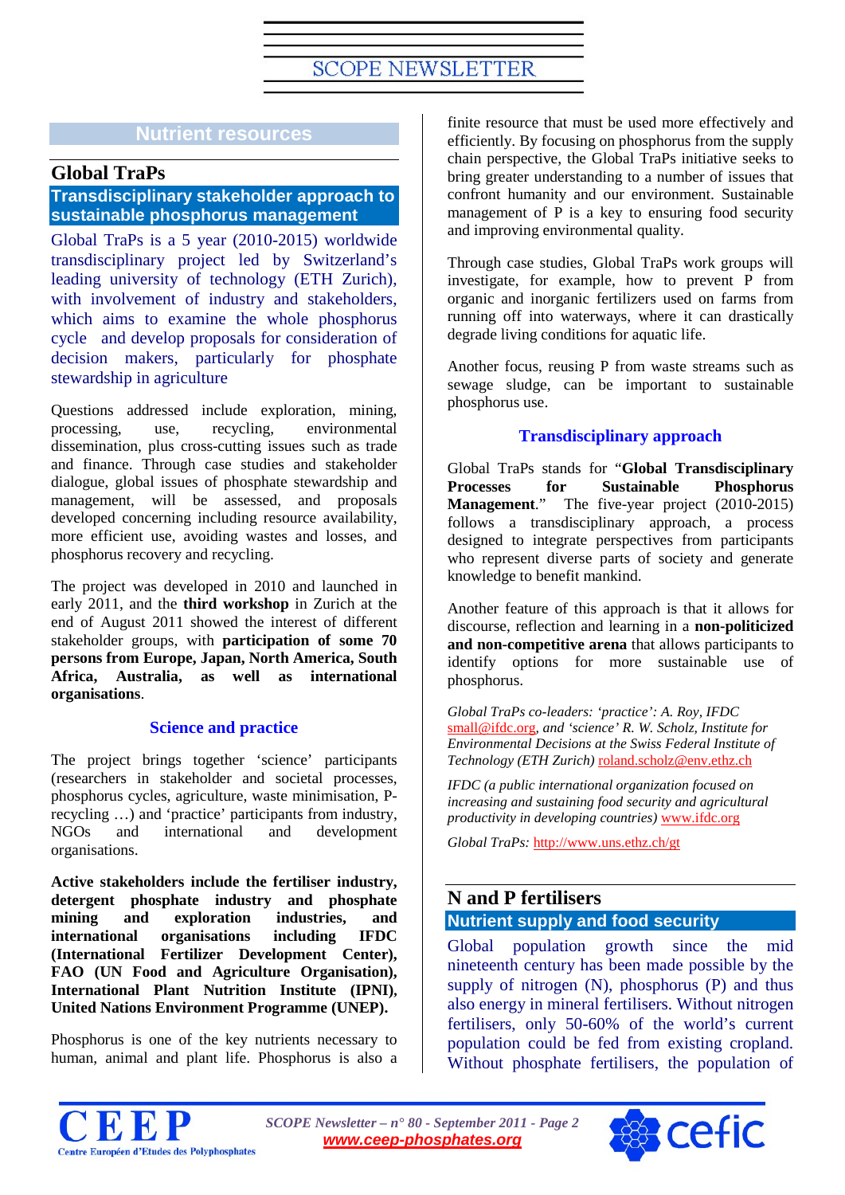## Nutrient resources

## Global TraPs

### Transdisciplinary stakeholder approach to sustainable phosphorus management

Global TraPs is a 5 year (2010-2015) worldwide transdisciplinary project led by Switzerland's leading university of technology (ETH Zurich), with involvement of industry and stakeholders, which aims to examine the whole phosphorus cycle and develop proposals for consideration of decision makers, particularly for phosphate stewardship in agriculture

Questions addressed include exploration, mining, processing, use, recycling, environmental dissemination, plus cross-cutting issues such as trade and finance. Through case studies and stakeholder dialogue, global issues of phosphate stewardship and management, will be assessed, and proposals developed concerning including resource availability, more efficient use, avoiding wastes and losses, and phosphorus recovery and recycling.

The project was developed in 2010 and launched in early 2011, and the **third workshop** in Zurich at the end of August 2011 showed the interest of different stakeholder groups, with **participation of some 70 persons from Europe, Japan, North America, South Africa, Australia, as well as international organisations**.

### Science and practice

The project brings together 'science' participants (researchers in stakeholder and societal processes, phosphorus cycles, agriculture, waste minimisation, P-recycling …) and 'practice' participants from industry, NGOs and international and development organisations.

**Active stakeholders include the fertiliser industry, detergent phosphate industry and phosphate mining and exploration industries, and international organisations including IFDC (International Fertilizer Development Center), FAO (UN Food and Agriculture Organisation), International Plant Nutrition Institute (IPNI), United Nations Environment Programme (UNEP).**

Phosphorus is one of the key nutrients necessary to human, animal and plant life. Phosphorus is also a finite resource that must be used more effectively and efficiently. By focusing on phosphorus from the supply chain perspective, the Global TraPs initiative seeks to bring greater understanding to a number of issues that confront humanity and our environment. Sustainable management of P is a key to ensuring food security and improving environmental quality.

Through case studies, Global TraPs work groups will investigate, for example, how to prevent P from organic and inorganic fertilizers used on farms from running off into waterways, where it can drastically degrade living conditions for aquatic life.

Another focus, reusing P from waste streams such as sewage sludge, can be important to sustainable phosphorus use.

### Transdisciplinary approach

Global TraPs stands for "**Global Transdisciplinary Processes for Sustainable Phosphorus Management**." The five-year project (2010-2015) follows a transdisciplinary approach, a process designed to integrate perspectives from participants who represent diverse parts of society and generate knowledge to benefit mankind.

Another feature of this approach is that it allows for discourse, reflection and learning in a **non-politicized and non-competitive arena** that allows participants to identify options for more sustainable use of phosphorus.

*Global TraPs co-leaders: 'practice': A. Roy, IFDC* small@ifdc.org*, and 'science' R. W. Scholz, Institute for Environmental Decisions at the Swiss Federal Institute of Technology (ETH Zurich)* roland.scholz@env.ethz.ch

*IFDC (a public international organization focused on increasing and sustaining food security and agricultural productivity in developing countries)* www.ifdc.org

*Global TraPs:* http://www.uns.ethz.ch/gt

## N and P fertilisers

### Nutrient supply and food security

Global population growth since the mid nineteenth century has been made possible by the supply of nitrogen (N), phosphorus (P) and thus also energy in mineral fertilisers. Without nitrogen fertilisers, only 50-60% of the world's current population could be fed from existing cropland. Without phosphate fertilisers, the population of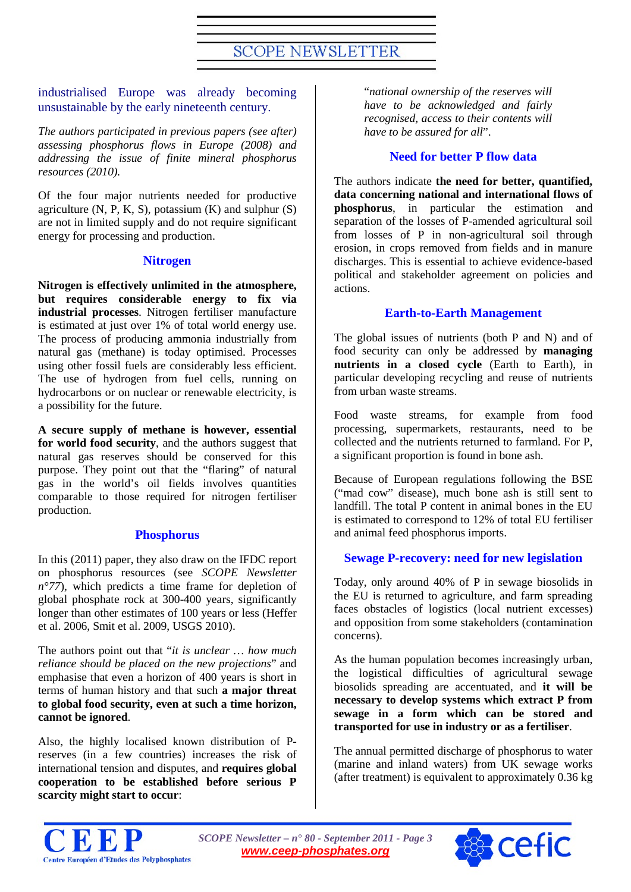industrialised Europe was already becoming unsustainable by the early nineteenth century.

*The authors participated in previous papers (see after) assessing phosphorus flows in Europe (2008) and addressing the issue of finite mineral phosphorus resources (2010).*

Of the four major nutrients needed for productive agriculture (N, P, K, S), potassium (K) and sulphur (S) are not in limited supply and do not require significant energy for processing and production.

### Nitrogen

**Nitrogen is effectively unlimited in the atmosphere, but requires considerable energy to fix via industrial processes**. Nitrogen fertiliser manufacture is estimated at just over 1% of total world energy use. The process of producing ammonia industrially from natural gas (methane) is today optimised. Processes using other fossil fuels are considerably less efficient. The use of hydrogen from fuel cells, running on hydrocarbons or on nuclear or renewable electricity, is a possibility for the future.

**A secure supply of methane is however, essential for world food security**, and the authors suggest that natural gas reserves should be conserved for this purpose. They point out that the "flaring" of natural gas in the world's oil fields involves quantities comparable to those required for nitrogen fertiliser production.

### Phosphorus

In this (2011) paper, they also draw on the IFDC report on phosphorus resources (see *SCOPE Newsletter n°77*), which predicts a time frame for depletion of global phosphate rock at 300-400 years, significantly longer than other estimates of 100 years or less (Heffer et al. 2006, Smit et al. 2009, USGS 2010).

The authors point out that "*it is unclear … how much reliance should be placed on the new projections*" and emphasise that even a horizon of 400 years is short in terms of human history and that such **a major threat to global food security, even at such a time horizon, cannot be ignored**.

Also, the highly localised known distribution of P-reserves (in a few countries) increases the risk of international tension and disputes, and **requires global cooperation to be established before serious P scarcity might start to occur**:

"*national ownership of the reserves will have to be acknowledged and fairly recognised, access to their contents will have to be assured for all*".

### Need for better P flow data

The authors indicate **the need for better, quantified, data concerning national and international flows of phosphorus**, in particular the estimation and separation of the losses of P-amended agricultural soil from losses of P in non-agricultural soil through erosion, in crops removed from fields and in manure discharges. This is essential to achieve evidence-based political and stakeholder agreement on policies and actions.

### Earth-to-Earth Management

The global issues of nutrients (both P and N) and of food security can only be addressed by **managing nutrients in a closed cycle** (Earth to Earth), in particular developing recycling and reuse of nutrients from urban waste streams.

Food waste streams, for example from food processing, supermarkets, restaurants, need to be collected and the nutrients returned to farmland. For P, a significant proportion is found in bone ash.

Because of European regulations following the BSE ("mad cow" disease), much bone ash is still sent to landfill. The total P content in animal bones in the EU is estimated to correspond to 12% of total EU fertiliser and animal feed phosphorus imports.

### Sewage P-recovery: need for new legislation

Today, only around 40% of P in sewage biosolids in the EU is returned to agriculture, and farm spreading faces obstacles of logistics (local nutrient excesses) and opposition from some stakeholders (contamination concerns).

As the human population becomes increasingly urban, the logistical difficulties of agricultural sewage biosolids spreading are accentuated, and **it will be necessary to develop systems which extract P from sewage in a form which can be stored and transported for use in industry or as a fertiliser**.

The annual permitted discharge of phosphorus to water (marine and inland waters) from UK sewage works (after treatment) is equivalent to approximately 0.36 kg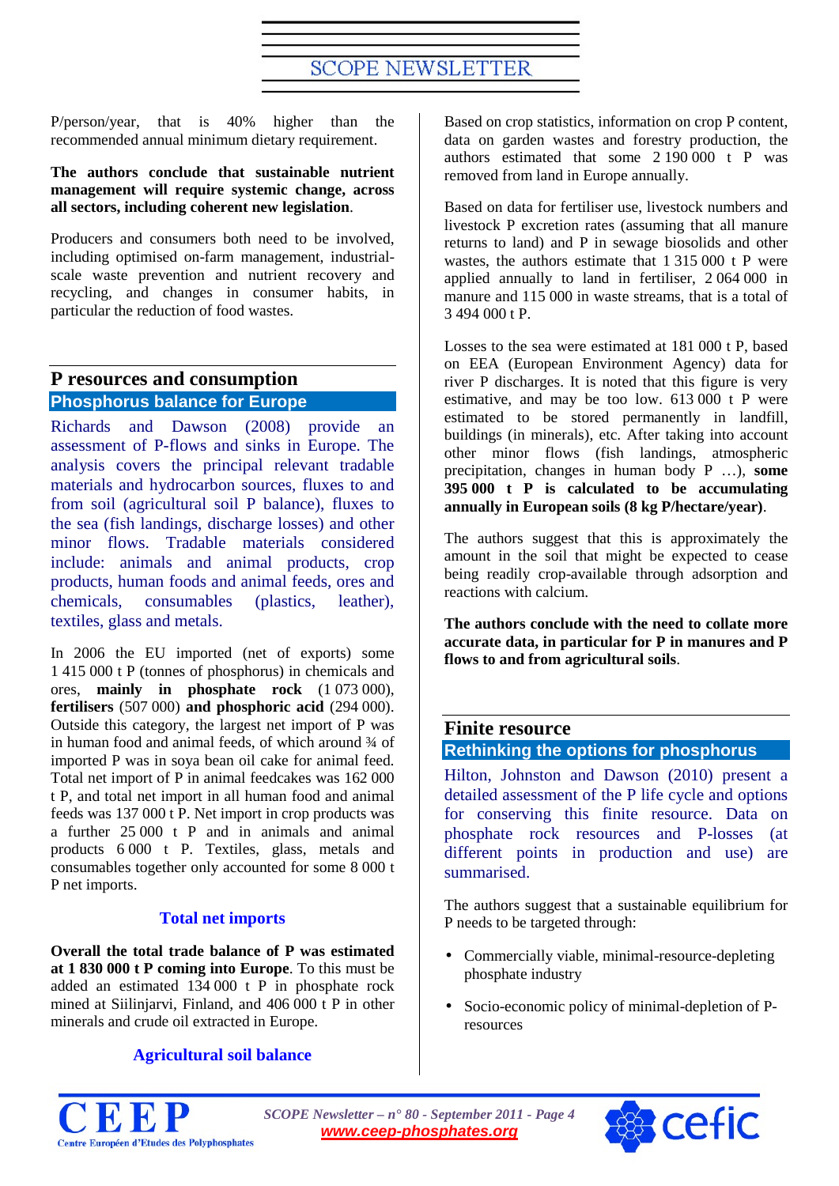P/person/year, that is 40% higher than the recommended annual minimum dietary requirement.

**The authors conclude that sustainable nutrient management will require systemic change, across all sectors, including coherent new legislation**.

Producers and consumers both need to be involved, including optimised on-farm management, industrial-scale waste prevention and nutrient recovery and recycling, and changes in consumer habits, in particular the reduction of food wastes.

## P resources and consumption

### Phosphorus balance for Europe

Richards and Dawson (2008) provide an assessment of P-flows and sinks in Europe. The analysis covers the principal relevant tradable materials and hydrocarbon sources, fluxes to and from soil (agricultural soil P balance), fluxes to the sea (fish landings, discharge losses) and other minor flows. Tradable materials considered include: animals and animal products, crop products, human foods and animal feeds, ores and chemicals, consumables (plastics, leather), textiles, glass and metals.

In 2006 the EU imported (net of exports) some 1 415 000 t P (tonnes of phosphorus) in chemicals and ores, **mainly in phosphate rock** (1 073 000), **fertilisers** (507 000) **and phosphoric acid** (294 000). Outside this category, the largest net import of P was in human food and animal feeds, of which around ¾ of imported P was in soya bean oil cake for animal feed. Total net import of P in animal feedcakes was 162 000 t P, and total net import in all human food and animal feeds was 137 000 t P. Net import in crop products was a further 25 000 t P and in animals and animal products 6 000 t P. Textiles, glass, metals and consumables together only accounted for some 8 000 t P net imports.

#### Total net imports

**Overall the total trade balance of P was estimated at 1 830 000 t P coming into Europe**. To this must be added an estimated 134 000 t P in phosphate rock mined at Siilinjarvi, Finland, and 406 000 t P in other minerals and crude oil extracted in Europe.

#### Agricultural soil balance

Based on crop statistics, information on crop P content, data on garden wastes and forestry production, the authors estimated that some 2 190 000 t P was removed from land in Europe annually.

Based on data for fertiliser use, livestock numbers and livestock P excretion rates (assuming that all manure returns to land) and P in sewage biosolids and other wastes, the authors estimate that 1 315 000 t P were applied annually to land in fertiliser, 2 064 000 in manure and 115 000 in waste streams, that is a total of 3 494 000 t P.

Losses to the sea were estimated at 181 000 t P, based on EEA (European Environment Agency) data for river P discharges. It is noted that this figure is very estimative, and may be too low. 613 000 t P were estimated to be stored permanently in landfill, buildings (in minerals), etc. After taking into account other minor flows (fish landings, atmospheric precipitation, changes in human body P …), **some 395 000 t P is calculated to be accumulating annually in European soils (8 kg P/hectare/year)**.

The authors suggest that this is approximately the amount in the soil that might be expected to cease being readily crop-available through adsorption and reactions with calcium.

**The authors conclude with the need to collate more accurate data, in particular for P in manures and P flows to and from agricultural soils**.

## Finite resource

### Rethinking the options for phosphorus

Hilton, Johnston and Dawson (2010) present a detailed assessment of the P life cycle and options for conserving this finite resource. Data on phosphate rock resources and P-losses (at different points in production and use) are summarised.

The authors suggest that a sustainable equilibrium for P needs to be targeted through:

- Commercially viable, minimal-resource-depleting phosphate industry
- Socio-economic policy of minimal-depletion of P-resources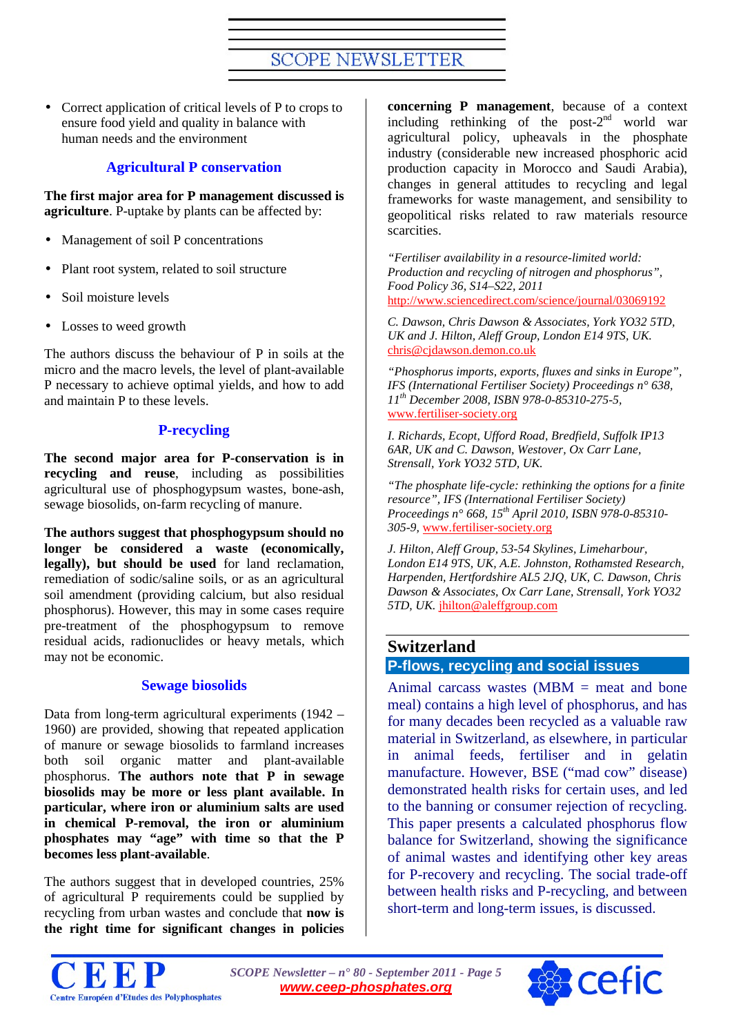- Correct application of critical levels of P to crops to ensure food yield and quality in balance with human needs and the environment

### Agricultural P conservation

**The first major area for P management discussed is agriculture**. P-uptake by plants can be affected by:

- Management of soil P concentrations
- Plant root system, related to soil structure
- Soil moisture levels
- Losses to weed growth

The authors discuss the behaviour of P in soils at the micro and the macro levels, the level of plant-available P necessary to achieve optimal yields, and how to add and maintain P to these levels.

### P-recycling

**The second major area for P-conservation is in recycling and reuse**, including as possibilities agricultural use of phosphogypsum wastes, bone-ash, sewage biosolids, on-farm recycling of manure.

**The authors suggest that phosphogypsum should no longer be considered a waste (economically, legally), but should be used** for land reclamation, remediation of sodic/saline soils, or as an agricultural soil amendment (providing calcium, but also residual phosphorus). However, this may in some cases require pre-treatment of the phosphogypsum to remove residual acids, radionuclides or heavy metals, which may not be economic.

### Sewage biosolids

Data from long-term agricultural experiments (1942 – 1960) are provided, showing that repeated application of manure or sewage biosolids to farmland increases both soil organic matter and plant-available phosphorus. **The authors note that P in sewage biosolids may be more or less plant available. In particular, where iron or aluminium salts are used in chemical P-removal, the iron or aluminium phosphates may "age" with time so that the P becomes less plant-available**.

The authors suggest that in developed countries, 25% of agricultural P requirements could be supplied by recycling from urban wastes and conclude that **now is the right time for significant changes in policies concerning P management**, because of a context including rethinking of the post-2[nd] world war agricultural policy, upheavals in the phosphate industry (considerable new increased phosphoric acid production capacity in Morocco and Saudi Arabia), changes in general attitudes to recycling and legal frameworks for waste management, and sensibility to geopolitical risks related to raw materials resource scarcities.

*"Fertiliser availability in a resource-limited world: Production and recycling of nitrogen and phosphorus", Food Policy 36, S14–S22, 2011*
http://www.sciencedirect.com/science/journal/03069192

*C. Dawson, Chris Dawson & Associates, York YO32 5TD, UK and J. Hilton, Aleff Group, London E14 9TS, UK.*
chris@cjdawson.demon.co.uk

*"Phosphorus imports, exports, fluxes and sinks in Europe", IFS (International Fertiliser Society) Proceedings n° 638, 11[th] December 2008, ISBN 978-0-85310-275-5,*
www.fertiliser-society.org

*I. Richards, Ecopt, Ufford Road, Bredfield, Suffolk IP13 6AR, UK and C. Dawson, Westover, Ox Carr Lane, Strensall, York YO32 5TD, UK.*

*"The phosphate life-cycle: rethinking the options for a finite resource", IFS (International Fertiliser Society) Proceedings n° 668, 15[th] April 2010, ISBN 978-0-85310-305-9,* www.fertiliser-society.org

*J. Hilton, Aleff Group, 53-54 Skylines, Limeharbour, London E14 9TS, UK, A.E. Johnston, Rothamsted Research, Harpenden, Hertfordshire AL5 2JQ, UK, C. Dawson, Chris Dawson & Associates, Ox Carr Lane, Strensall, York YO32 5TD, UK.* jhilton@aleffgroup.com

## Switzerland

### P-flows, recycling and social issues

Animal carcass wastes (MBM = meat and bone meal) contains a high level of phosphorus, and has for many decades been recycled as a valuable raw material in Switzerland, as elsewhere, in particular in animal feeds, fertiliser and in gelatin manufacture. However, BSE ("mad cow" disease) demonstrated health risks for certain uses, and led to the banning or consumer rejection of recycling. This paper presents a calculated phosphorus flow balance for Switzerland, showing the significance of animal wastes and identifying other key areas for P-recovery and recycling. The social trade-off between health risks and P-recycling, and between short-term and long-term issues, is discussed.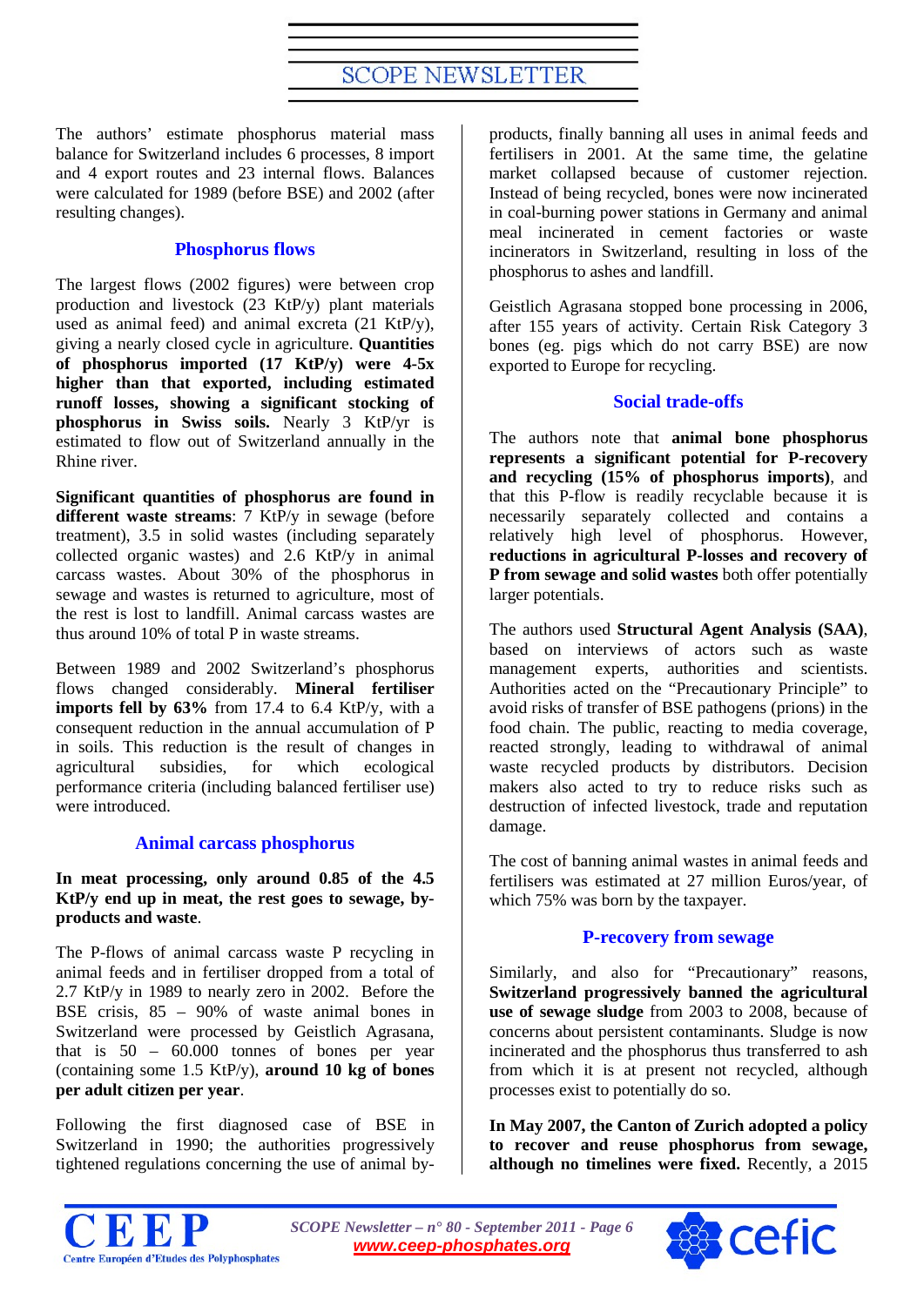The authors' estimate phosphorus material mass balance for Switzerland includes 6 processes, 8 import and 4 export routes and 23 internal flows. Balances were calculated for 1989 (before BSE) and 2002 (after resulting changes).

### Phosphorus flows

The largest flows (2002 figures) were between crop production and livestock (23 KtP/y) plant materials used as animal feed) and animal excreta (21 KtP/y), giving a nearly closed cycle in agriculture. **Quantities of phosphorus imported (17 KtP/y) were 4-5x higher than that exported, including estimated runoff losses, showing a significant stocking of phosphorus in Swiss soils.** Nearly 3 KtP/yr is estimated to flow out of Switzerland annually in the Rhine river.

**Significant quantities of phosphorus are found in different waste streams**: 7 KtP/y in sewage (before treatment), 3.5 in solid wastes (including separately collected organic wastes) and 2.6 KtP/y in animal carcass wastes. About 30% of the phosphorus in sewage and wastes is returned to agriculture, most of the rest is lost to landfill. Animal carcass wastes are thus around 10% of total P in waste streams.

Between 1989 and 2002 Switzerland's phosphorus flows changed considerably. **Mineral fertiliser imports fell by 63%** from 17.4 to 6.4 KtP/y, with a consequent reduction in the annual accumulation of P in soils. This reduction is the result of changes in agricultural subsidies, for which ecological performance criteria (including balanced fertiliser use) were introduced.

### Animal carcass phosphorus

**In meat processing, only around 0.85 of the 4.5 KtP/y end up in meat, the rest goes to sewage, by-products and waste**.

The P-flows of animal carcass waste P recycling in animal feeds and in fertiliser dropped from a total of 2.7 KtP/y in 1989 to nearly zero in 2002. Before the BSE crisis, 85 – 90% of waste animal bones in Switzerland were processed by Geistlich Agrasana, that is 50 – 60.000 tonnes of bones per year (containing some 1.5 KtP/y), **around 10 kg of bones per adult citizen per year**.

Following the first diagnosed case of BSE in Switzerland in 1990; the authorities progressively tightened regulations concerning the use of animal by-products, finally banning all uses in animal feeds and fertilisers in 2001. At the same time, the gelatine market collapsed because of customer rejection. Instead of being recycled, bones were now incinerated in coal-burning power stations in Germany and animal meal incinerated in cement factories or waste incinerators in Switzerland, resulting in loss of the phosphorus to ashes and landfill.

Geistlich Agrasana stopped bone processing in 2006, after 155 years of activity. Certain Risk Category 3 bones (eg. pigs which do not carry BSE) are now exported to Europe for recycling.

### Social trade-offs

The authors note that **animal bone phosphorus represents a significant potential for P-recovery and recycling (15% of phosphorus imports)**, and that this P-flow is readily recyclable because it is necessarily separately collected and contains a relatively high level of phosphorus. However, **reductions in agricultural P-losses and recovery of P from sewage and solid wastes** both offer potentially larger potentials.

The authors used **Structural Agent Analysis (SAA)**, based on interviews of actors such as waste management experts, authorities and scientists. Authorities acted on the "Precautionary Principle" to avoid risks of transfer of BSE pathogens (prions) in the food chain. The public, reacting to media coverage, reacted strongly, leading to withdrawal of animal waste recycled products by distributors. Decision makers also acted to try to reduce risks such as destruction of infected livestock, trade and reputation damage.

The cost of banning animal wastes in animal feeds and fertilisers was estimated at 27 million Euros/year, of which 75% was born by the taxpayer.

### P-recovery from sewage

Similarly, and also for "Precautionary" reasons, **Switzerland progressively banned the agricultural use of sewage sludge** from 2003 to 2008, because of concerns about persistent contaminants. Sludge is now incinerated and the phosphorus thus transferred to ash from which it is at present not recycled, although processes exist to potentially do so.

**In May 2007, the Canton of Zurich adopted a policy to recover and reuse phosphorus from sewage, although no timelines were fixed.** Recently, a 2015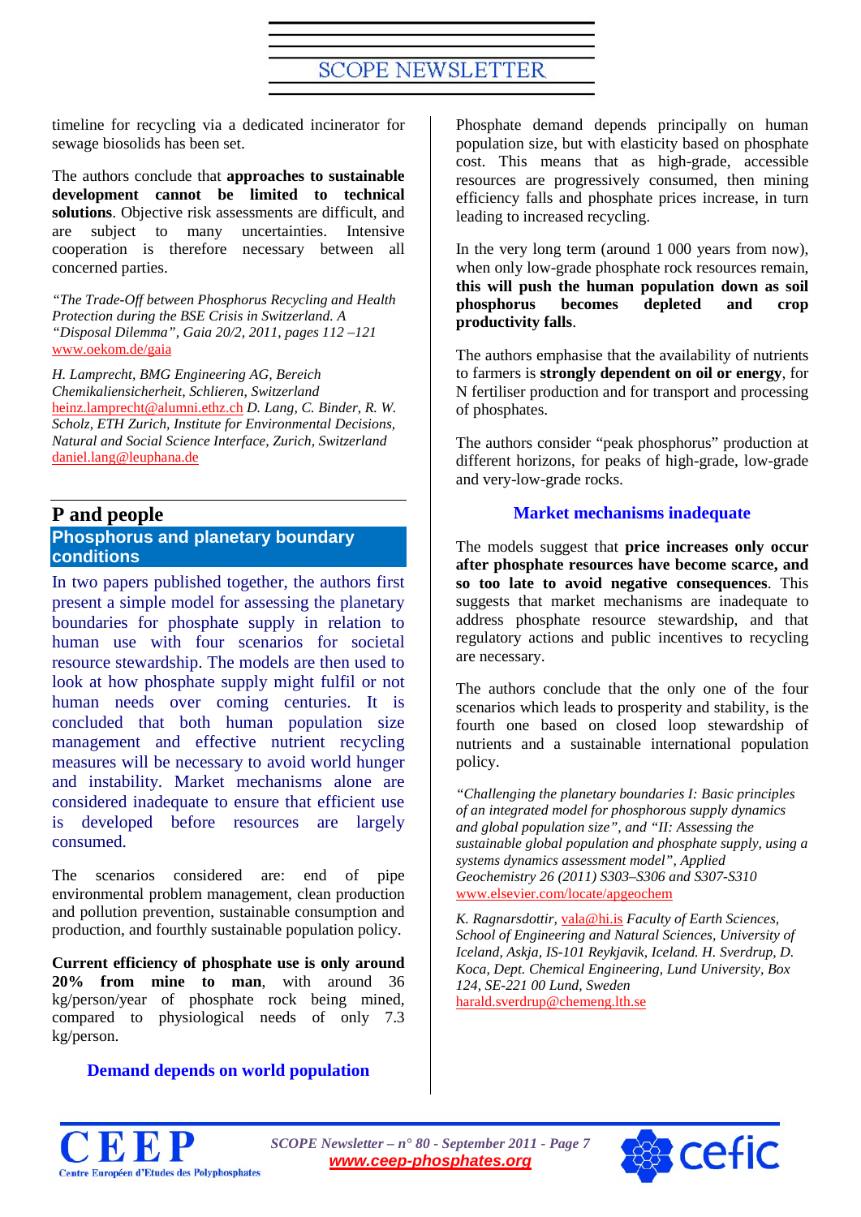timeline for recycling via a dedicated incinerator for sewage biosolids has been set.

The authors conclude that **approaches to sustainable development cannot be limited to technical solutions**. Objective risk assessments are difficult, and are subject to many uncertainties. Intensive cooperation is therefore necessary between all concerned parties.

*"The Trade-Off between Phosphorus Recycling and Health Protection during the BSE Crisis in Switzerland. A "Disposal Dilemma", Gaia 20/2, 2011, pages 112 –121* www.oekom.de/gaia

*H. Lamprecht, BMG Engineering AG, Bereich Chemikaliensicherheit, Schlieren, Switzerland* heinz.lamprecht@alumni.ethz.ch *D. Lang, C. Binder, R. W. Scholz, ETH Zurich, Institute for Environmental Decisions, Natural and Social Science Interface, Zurich, Switzerland* daniel.lang@leuphana.de

# P and people

## Phosphorus and planetary boundary conditions

In two papers published together, the authors first present a simple model for assessing the planetary boundaries for phosphate supply in relation to human use with four scenarios for societal resource stewardship. The models are then used to look at how phosphate supply might fulfil or not human needs over coming centuries. It is concluded that both human population size management and effective nutrient recycling measures will be necessary to avoid world hunger and instability. Market mechanisms alone are considered inadequate to ensure that efficient use is developed before resources are largely consumed.

The scenarios considered are: end of pipe environmental problem management, clean production and pollution prevention, sustainable consumption and production, and fourthly sustainable population policy.

**Current efficiency of phosphate use is only around 20% from mine to man**, with around 36 kg/person/year of phosphate rock being mined, compared to physiological needs of only 7.3 kg/person.

### Demand depends on world population

Phosphate demand depends principally on human population size, but with elasticity based on phosphate cost. This means that as high-grade, accessible resources are progressively consumed, then mining efficiency falls and phosphate prices increase, in turn leading to increased recycling.

In the very long term (around 1 000 years from now), when only low-grade phosphate rock resources remain, **this will push the human population down as soil phosphorus becomes depleted and crop productivity falls**.

The authors emphasise that the availability of nutrients to farmers is **strongly dependent on oil or energy**, for N fertiliser production and for transport and processing of phosphates.

The authors consider "peak phosphorus" production at different horizons, for peaks of high-grade, low-grade and very-low-grade rocks.

### Market mechanisms inadequate

The models suggest that **price increases only occur after phosphate resources have become scarce, and so too late to avoid negative consequences**. This suggests that market mechanisms are inadequate to address phosphate resource stewardship, and that regulatory actions and public incentives to recycling are necessary.

The authors conclude that the only one of the four scenarios which leads to prosperity and stability, is the fourth one based on closed loop stewardship of nutrients and a sustainable international population policy.

*"Challenging the planetary boundaries I: Basic principles of an integrated model for phosphorous supply dynamics and global population size", and "II: Assessing the sustainable global population and phosphate supply, using a systems dynamics assessment model", Applied Geochemistry 26 (2011) S303–S306 and S307-S310* www.elsevier.com/locate/apgeochem

*K. Ragnarsdottir,* vala@hi.is *Faculty of Earth Sciences, School of Engineering and Natural Sciences, University of Iceland, Askja, IS-101 Reykjavik, Iceland. H. Sverdrup, D. Koca, Dept. Chemical Engineering, Lund University, Box 124, SE-221 00 Lund, Sweden* harald.sverdrup@chemeng.lth.se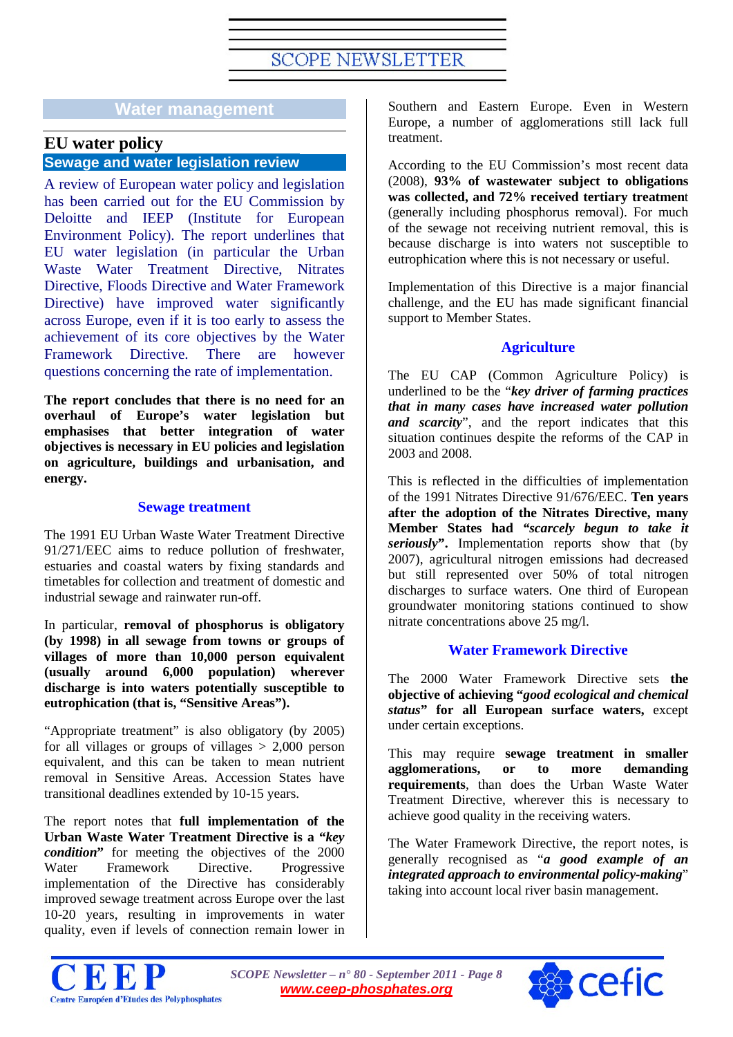## Water management

# EU water policy

### Sewage and water legislation review

A review of European water policy and legislation has been carried out for the EU Commission by Deloitte and IEEP (Institute for European Environment Policy). The report underlines that EU water legislation (in particular the Urban Waste Water Treatment Directive, Nitrates Directive, Floods Directive and Water Framework Directive) have improved water significantly across Europe, even if it is too early to assess the achievement of its core objectives by the Water Framework Directive. There are however questions concerning the rate of implementation.

**The report concludes that there is no need for an overhaul of Europe's water legislation but emphasises that better integration of water objectives is necessary in EU policies and legislation on agriculture, buildings and urbanisation, and energy.**

### Sewage treatment

The 1991 EU Urban Waste Water Treatment Directive 91/271/EEC aims to reduce pollution of freshwater, estuaries and coastal waters by fixing standards and timetables for collection and treatment of domestic and industrial sewage and rainwater run-off.

In particular, **removal of phosphorus is obligatory (by 1998) in all sewage from towns or groups of villages of more than 10,000 person equivalent (usually around 6,000 population) wherever discharge is into waters potentially susceptible to eutrophication (that is, "Sensitive Areas").**

"Appropriate treatment" is also obligatory (by 2005) for all villages or groups of villages > 2,000 person equivalent, and this can be taken to mean nutrient removal in Sensitive Areas. Accession States have transitional deadlines extended by 10-15 years.

The report notes that **full implementation of the Urban Waste Water Treatment Directive is a "*key condition*"** for meeting the objectives of the 2000 Water Framework Directive. Progressive implementation of the Directive has considerably improved sewage treatment across Europe over the last 10-20 years, resulting in improvements in water quality, even if levels of connection remain lower in Southern and Eastern Europe. Even in Western Europe, a number of agglomerations still lack full treatment.

According to the EU Commission's most recent data (2008), **93% of wastewater subject to obligations was collected, and 72% received tertiary treatment** (generally including phosphorus removal). For much of the sewage not receiving nutrient removal, this is because discharge is into waters not susceptible to eutrophication where this is not necessary or useful.

Implementation of this Directive is a major financial challenge, and the EU has made significant financial support to Member States.

### Agriculture

The EU CAP (Common Agriculture Policy) is underlined to be the "***key driver of farming practices that in many cases have increased water pollution and scarcity***", and the report indicates that this situation continues despite the reforms of the CAP in 2003 and 2008.

This is reflected in the difficulties of implementation of the 1991 Nitrates Directive 91/676/EEC. **Ten years after the adoption of the Nitrates Directive, many Member States had "*scarcely begun to take it seriously*".** Implementation reports show that (by 2007), agricultural nitrogen emissions had decreased but still represented over 50% of total nitrogen discharges to surface waters. One third of European groundwater monitoring stations continued to show nitrate concentrations above 25 mg/l.

### Water Framework Directive

The 2000 Water Framework Directive sets **the objective of achieving "*good ecological and chemical status*" for all European surface waters,** except under certain exceptions.

This may require **sewage treatment in smaller agglomerations, or to more demanding requirements**, than does the Urban Waste Water Treatment Directive, wherever this is necessary to achieve good quality in the receiving waters.

The Water Framework Directive, the report notes, is generally recognised as "***a good example of an integrated approach to environmental policy-making***" taking into account local river basin management.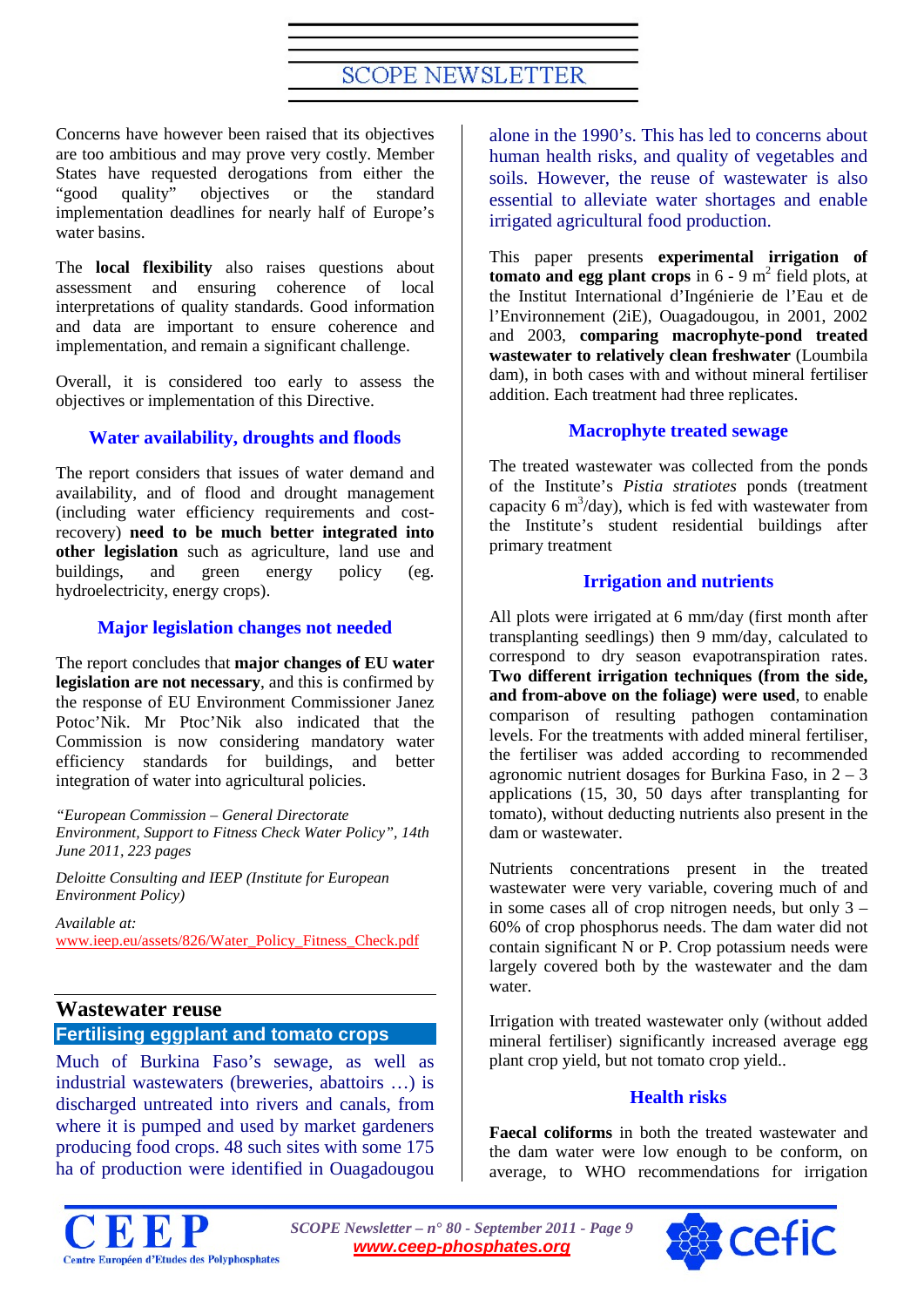Concerns have however been raised that its objectives are too ambitious and may prove very costly. Member States have requested derogations from either the "good quality" objectives or the standard implementation deadlines for nearly half of Europe's water basins.

The **local flexibility** also raises questions about assessment and ensuring coherence of local interpretations of quality standards. Good information and data are important to ensure coherence and implementation, and remain a significant challenge.

Overall, it is considered too early to assess the objectives or implementation of this Directive.

### Water availability, droughts and floods

The report considers that issues of water demand and availability, and of flood and drought management (including water efficiency requirements and cost-recovery) **need to be much better integrated into other legislation** such as agriculture, land use and buildings, and green energy policy (eg. hydroelectricity, energy crops).

### Major legislation changes not needed

The report concludes that **major changes of EU water legislation are not necessary**, and this is confirmed by the response of EU Environment Commissioner Janez Potoc'Nik. Mr Ptoc'Nik also indicated that the Commission is now considering mandatory water efficiency standards for buildings, and better integration of water into agricultural policies.

*"European Commission – General Directorate Environment, Support to Fitness Check Water Policy", 14th June 2011, 223 pages*

*Deloitte Consulting and IEEP (Institute for European Environment Policy)*

*Available at:*
www.ieep.eu/assets/826/Water_Policy_Fitness_Check.pdf

## Wastewater reuse

### Fertilising eggplant and tomato crops

Much of Burkina Faso's sewage, as well as industrial wastewaters (breweries, abattoirs …) is discharged untreated into rivers and canals, from where it is pumped and used by market gardeners producing food crops. 48 such sites with some 175 ha of production were identified in Ouagadougou alone in the 1990's. This has led to concerns about human health risks, and quality of vegetables and soils. However, the reuse of wastewater is also essential to alleviate water shortages and enable irrigated agricultural food production.

This paper presents **experimental irrigation of tomato and egg plant crops** in 6 - 9 $m^2$ field plots, at the Institut International d'Ingénierie de l'Eau et de l'Environnement (2iE), Ouagadougou, in 2001, 2002 and 2003, **comparing macrophyte-pond treated wastewater to relatively clean freshwater** (Loumbila dam), in both cases with and without mineral fertiliser addition. Each treatment had three replicates.

### Macrophyte treated sewage

The treated wastewater was collected from the ponds of the Institute's *Pistia stratiotes* ponds (treatment capacity 6 $m^3$/day), which is fed with wastewater from the Institute's student residential buildings after primary treatment

### Irrigation and nutrients

All plots were irrigated at 6 mm/day (first month after transplanting seedlings) then 9 mm/day, calculated to correspond to dry season evapotranspiration rates. **Two different irrigation techniques (from the side, and from-above on the foliage) were used**, to enable comparison of resulting pathogen contamination levels. For the treatments with added mineral fertiliser, the fertiliser was added according to recommended agronomic nutrient dosages for Burkina Faso, in 2 – 3 applications (15, 30, 50 days after transplanting for tomato), without deducting nutrients also present in the dam or wastewater.

Nutrients concentrations present in the treated wastewater were very variable, covering much of and in some cases all of crop nitrogen needs, but only 3 – 60% of crop phosphorus needs. The dam water did not contain significant N or P. Crop potassium needs were largely covered both by the wastewater and the dam water.

Irrigation with treated wastewater only (without added mineral fertiliser) significantly increased average egg plant crop yield, but not tomato crop yield..

### Health risks

**Faecal coliforms** in both the treated wastewater and the dam water were low enough to be conform, on average, to WHO recommendations for irrigation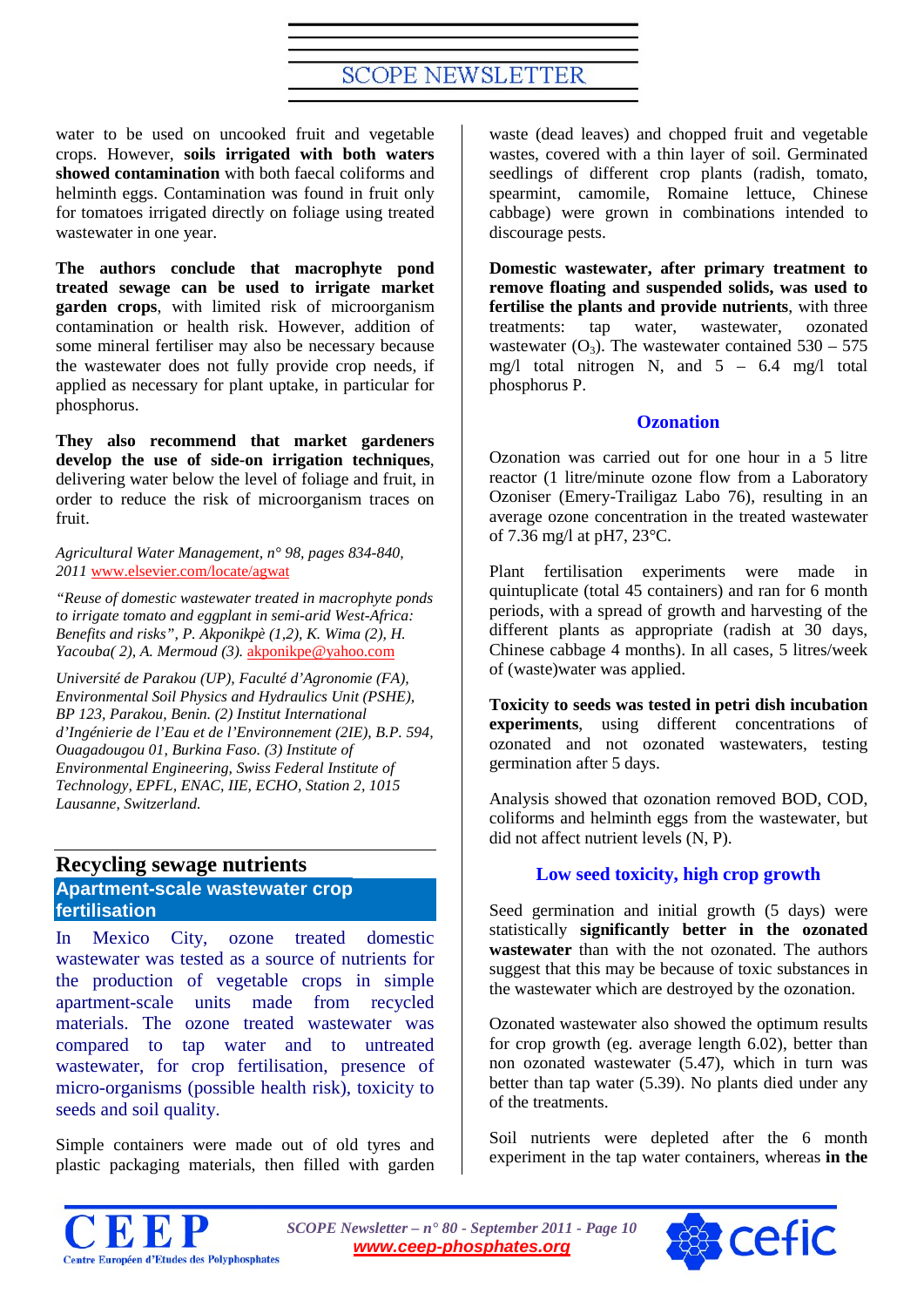water to be used on uncooked fruit and vegetable crops. However, **soils irrigated with both waters showed contamination** with both faecal coliforms and helminth eggs. Contamination was found in fruit only for tomatoes irrigated directly on foliage using treated wastewater in one year.

**The authors conclude that macrophyte pond treated sewage can be used to irrigate market garden crops**, with limited risk of microorganism contamination or health risk. However, addition of some mineral fertiliser may also be necessary because the wastewater does not fully provide crop needs, if applied as necessary for plant uptake, in particular for phosphorus.

**They also recommend that market gardeners develop the use of side-on irrigation techniques**, delivering water below the level of foliage and fruit, in order to reduce the risk of microorganism traces on fruit.

*Agricultural Water Management, n° 98, pages 834-840, 2011* www.elsevier.com/locate/agwat

*"Reuse of domestic wastewater treated in macrophyte ponds to irrigate tomato and eggplant in semi-arid West-Africa: Benefits and risks", P. Akponikpè (1,2), K. Wima (2), H. Yacouba( 2), A. Mermoud (3).* akponikpe@yahoo.com

*Université de Parakou (UP), Faculté d'Agronomie (FA), Environmental Soil Physics and Hydraulics Unit (PSHE), BP 123, Parakou, Benin. (2) Institut International d'Ingénierie de l'Eau et de l'Environnement (2IE), B.P. 594, Ouagadougou 01, Burkina Faso. (3) Institute of Environmental Engineering, Swiss Federal Institute of Technology, EPFL, ENAC, IIE, ECHO, Station 2, 1015 Lausanne, Switzerland.*

## Recycling sewage nutrients

### Apartment-scale wastewater crop fertilisation

In Mexico City, ozone treated domestic wastewater was tested as a source of nutrients for the production of vegetable crops in simple apartment-scale units made from recycled materials. The ozone treated wastewater was compared to tap water and to untreated wastewater, for crop fertilisation, presence of micro-organisms (possible health risk), toxicity to seeds and soil quality.

Simple containers were made out of old tyres and plastic packaging materials, then filled with garden waste (dead leaves) and chopped fruit and vegetable wastes, covered with a thin layer of soil. Germinated seedlings of different crop plants (radish, tomato, spearmint, camomile, Romaine lettuce, Chinese cabbage) were grown in combinations intended to discourage pests.

**Domestic wastewater, after primary treatment to remove floating and suspended solids, was used to fertilise the plants and provide nutrients**, with three treatments: tap water, wastewater, ozonated wastewater ($O_3$). The wastewater contained 530 – 575 mg/l total nitrogen N, and 5 – 6.4 mg/l total phosphorus P.

### Ozonation

Ozonation was carried out for one hour in a 5 litre reactor (1 litre/minute ozone flow from a Laboratory Ozoniser (Emery-Trailigaz Labo 76), resulting in an average ozone concentration in the treated wastewater of 7.36 mg/l at pH7, 23°C.

Plant fertilisation experiments were made in quintuplicate (total 45 containers) and ran for 6 month periods, with a spread of growth and harvesting of the different plants as appropriate (radish at 30 days, Chinese cabbage 4 months). In all cases, 5 litres/week of (waste)water was applied.

**Toxicity to seeds was tested in petri dish incubation experiments**, using different concentrations of ozonated and not ozonated wastewaters, testing germination after 5 days.

Analysis showed that ozonation removed BOD, COD, coliforms and helminth eggs from the wastewater, but did not affect nutrient levels (N, P).

### Low seed toxicity, high crop growth

Seed germination and initial growth (5 days) were statistically **significantly better in the ozonated wastewater** than with the not ozonated. The authors suggest that this may be because of toxic substances in the wastewater which are destroyed by the ozonation.

Ozonated wastewater also showed the optimum results for crop growth (eg. average length 6.02), better than non ozonated wastewater (5.47), which in turn was better than tap water (5.39). No plants died under any of the treatments.

Soil nutrients were depleted after the 6 month experiment in the tap water containers, whereas **in the**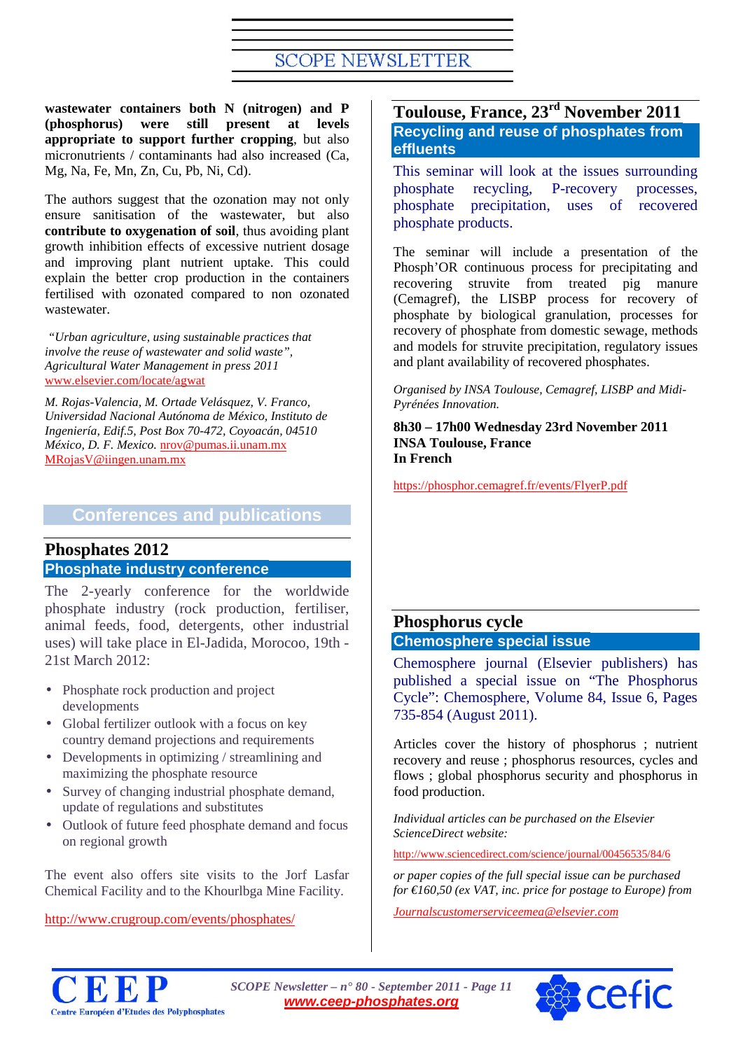**wastewater containers both N (nitrogen) and P (phosphorus) were still present at levels appropriate to support further cropping**, but also micronutrients / contaminants had also increased (Ca, Mg, Na, Fe, Mn, Zn, Cu, Pb, Ni, Cd).

The authors suggest that the ozonation may not only ensure sanitisation of the wastewater, but also **contribute to oxygenation of soil**, thus avoiding plant growth inhibition effects of excessive nutrient dosage and improving plant nutrient uptake. This could explain the better crop production in the containers fertilised with ozonated compared to non ozonated wastewater.

*"Urban agriculture, using sustainable practices that involve the reuse of wastewater and solid waste", Agricultural Water Management in press 2011* www.elsevier.com/locate/agwat

*M. Rojas-Valencia, M. Ortade Velásquez, V. Franco, Universidad Nacional Autónoma de México, Instituto de Ingeniería, Edif.5, Post Box 70-472, Coyoacán, 04510 México, D. F. Mexico.* nrov@pumas.ii.unam.mx MRojasV@iingen.unam.mx

## Conferences and publications

### Phosphates 2012

**Phosphate industry conference**

The 2-yearly conference for the worldwide phosphate industry (rock production, fertiliser, animal feeds, food, detergents, other industrial uses) will take place in El-Jadida, Morocoo, 19th - 21st March 2012:

- Phosphate rock production and project developments
- Global fertilizer outlook with a focus on key country demand projections and requirements
- Developments in optimizing / streamlining and maximizing the phosphate resource
- Survey of changing industrial phosphate demand, update of regulations and substitutes
- Outlook of future feed phosphate demand and focus on regional growth

The event also offers site visits to the Jorf Lasfar Chemical Facility and to the Khourlbga Mine Facility.

http://www.crugroup.com/events/phosphates/

### Toulouse, France, 23rd November 2011

**Recycling and reuse of phosphates from effluents**

This seminar will look at the issues surrounding phosphate recycling, P-recovery processes, phosphate precipitation, uses of recovered phosphate products.

The seminar will include a presentation of the Phosph'OR continuous process for precipitating and recovering struvite from treated pig manure (Cemagref), the LISBP process for recovery of phosphate by biological granulation, processes for recovery of phosphate from domestic sewage, methods and models for struvite precipitation, regulatory issues and plant availability of recovered phosphates.

*Organised by INSA Toulouse, Cemagref, LISBP and Midi-Pyrénées Innovation.*

**8h30 – 17h00 Wednesday 23rd November 2011**
**INSA Toulouse, France**
**In French**

https://phosphor.cemagref.fr/events/FlyerP.pdf

### Phosphorus cycle

**Chemosphere special issue**

Chemosphere journal (Elsevier publishers) has published a special issue on "The Phosphorus Cycle": Chemosphere, Volume 84, Issue 6, Pages 735-854 (August 2011).

Articles cover the history of phosphorus ; nutrient recovery and reuse ; phosphorus resources, cycles and flows ; global phosphorus security and phosphorus in food production.

*Individual articles can be purchased on the Elsevier ScienceDirect website:*

http://www.sciencedirect.com/science/journal/00456535/84/6

*or paper copies of the full special issue can be purchased for €160,50 (ex VAT, inc. price for postage to Europe) from*

*Journalscustomerserviceemea@elsevier.com*